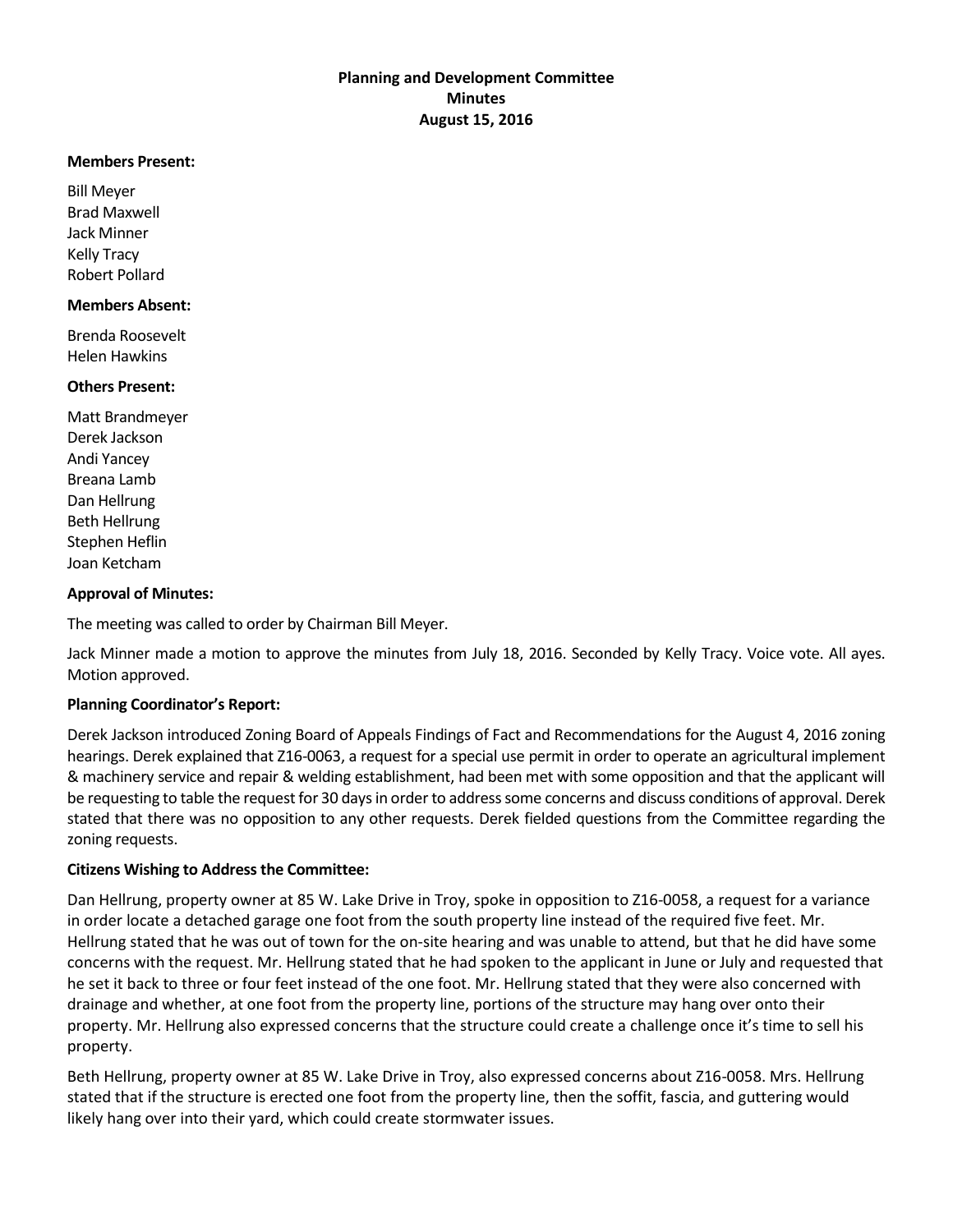# Planning and Development Committee
## Minutes
## August 15, 2016

**Members Present:**

Bill Meyer
Brad Maxwell
Jack Minner
Kelly Tracy
Robert Pollard

**Members Absent:**

Brenda Roosevelt
Helen Hawkins

**Others Present:**

Matt Brandmeyer
Derek Jackson
Andi Yancey
Breana Lamb
Dan Hellrung
Beth Hellrung
Stephen Heflin
Joan Ketcham

**Approval of Minutes:**

The meeting was called to order by Chairman Bill Meyer.

Jack Minner made a motion to approve the minutes from July 18, 2016. Seconded by Kelly Tracy. Voice vote. All ayes. Motion approved.

**Planning Coordinator's Report:**

Derek Jackson introduced Zoning Board of Appeals Findings of Fact and Recommendations for the August 4, 2016 zoning hearings. Derek explained that Z16-0063, a request for a special use permit in order to operate an agricultural implement & machinery service and repair & welding establishment, had been met with some opposition and that the applicant will be requesting to table the request for 30 days in order to address some concerns and discuss conditions of approval. Derek stated that there was no opposition to any other requests. Derek fielded questions from the Committee regarding the zoning requests.

**Citizens Wishing to Address the Committee:**

Dan Hellrung, property owner at 85 W. Lake Drive in Troy, spoke in opposition to Z16-0058, a request for a variance in order locate a detached garage one foot from the south property line instead of the required five feet. Mr. Hellrung stated that he was out of town for the on-site hearing and was unable to attend, but that he did have some concerns with the request. Mr. Hellrung stated that he had spoken to the applicant in June or July and requested that he set it back to three or four feet instead of the one foot. Mr. Hellrung stated that they were also concerned with drainage and whether, at one foot from the property line, portions of the structure may hang over onto their property. Mr. Hellrung also expressed concerns that the structure could create a challenge once it's time to sell his property.

Beth Hellrung, property owner at 85 W. Lake Drive in Troy, also expressed concerns about Z16-0058. Mrs. Hellrung stated that if the structure is erected one foot from the property line, then the soffit, fascia, and guttering would likely hang over into their yard, which could create stormwater issues.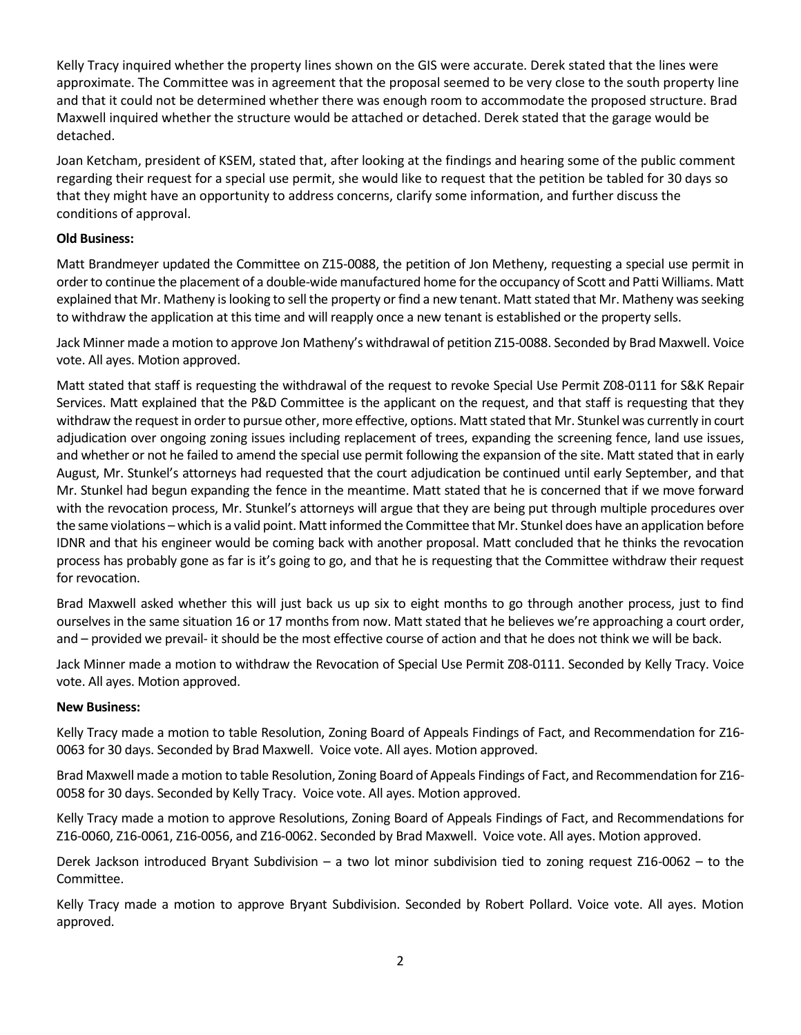Kelly Tracy inquired whether the property lines shown on the GIS were accurate. Derek stated that the lines were approximate. The Committee was in agreement that the proposal seemed to be very close to the south property line and that it could not be determined whether there was enough room to accommodate the proposed structure. Brad Maxwell inquired whether the structure would be attached or detached. Derek stated that the garage would be detached.

Joan Ketcham, president of KSEM, stated that, after looking at the findings and hearing some of the public comment regarding their request for a special use permit, she would like to request that the petition be tabled for 30 days so that they might have an opportunity to address concerns, clarify some information, and further discuss the conditions of approval.

**Old Business:**

Matt Brandmeyer updated the Committee on Z15-0088, the petition of Jon Metheny, requesting a special use permit in order to continue the placement of a double-wide manufactured home for the occupancy of Scott and Patti Williams. Matt explained that Mr. Matheny is looking to sell the property or find a new tenant. Matt stated that Mr. Matheny was seeking to withdraw the application at this time and will reapply once a new tenant is established or the property sells.

Jack Minner made a motion to approve Jon Matheny's withdrawal of petition Z15-0088. Seconded by Brad Maxwell. Voice vote. All ayes. Motion approved.

Matt stated that staff is requesting the withdrawal of the request to revoke Special Use Permit Z08-0111 for S&K Repair Services. Matt explained that the P&D Committee is the applicant on the request, and that staff is requesting that they withdraw the request in order to pursue other, more effective, options. Matt stated that Mr. Stunkel was currently in court adjudication over ongoing zoning issues including replacement of trees, expanding the screening fence, land use issues, and whether or not he failed to amend the special use permit following the expansion of the site. Matt stated that in early August, Mr. Stunkel's attorneys had requested that the court adjudication be continued until early September, and that Mr. Stunkel had begun expanding the fence in the meantime. Matt stated that he is concerned that if we move forward with the revocation process, Mr. Stunkel's attorneys will argue that they are being put through multiple procedures over the same violations – which is a valid point. Matt informed the Committee that Mr. Stunkel does have an application before IDNR and that his engineer would be coming back with another proposal. Matt concluded that he thinks the revocation process has probably gone as far is it's going to go, and that he is requesting that the Committee withdraw their request for revocation.

Brad Maxwell asked whether this will just back us up six to eight months to go through another process, just to find ourselves in the same situation 16 or 17 months from now. Matt stated that he believes we're approaching a court order, and – provided we prevail- it should be the most effective course of action and that he does not think we will be back.

Jack Minner made a motion to withdraw the Revocation of Special Use Permit Z08-0111. Seconded by Kelly Tracy. Voice vote. All ayes. Motion approved.

**New Business:**

Kelly Tracy made a motion to table Resolution, Zoning Board of Appeals Findings of Fact, and Recommendation for Z16-0063 for 30 days. Seconded by Brad Maxwell. Voice vote. All ayes. Motion approved.

Brad Maxwell made a motion to table Resolution, Zoning Board of Appeals Findings of Fact, and Recommendation for Z16-0058 for 30 days. Seconded by Kelly Tracy. Voice vote. All ayes. Motion approved.

Kelly Tracy made a motion to approve Resolutions, Zoning Board of Appeals Findings of Fact, and Recommendations for Z16-0060, Z16-0061, Z16-0056, and Z16-0062. Seconded by Brad Maxwell. Voice vote. All ayes. Motion approved.

Derek Jackson introduced Bryant Subdivision – a two lot minor subdivision tied to zoning request Z16-0062 – to the Committee.

Kelly Tracy made a motion to approve Bryant Subdivision. Seconded by Robert Pollard. Voice vote. All ayes. Motion approved.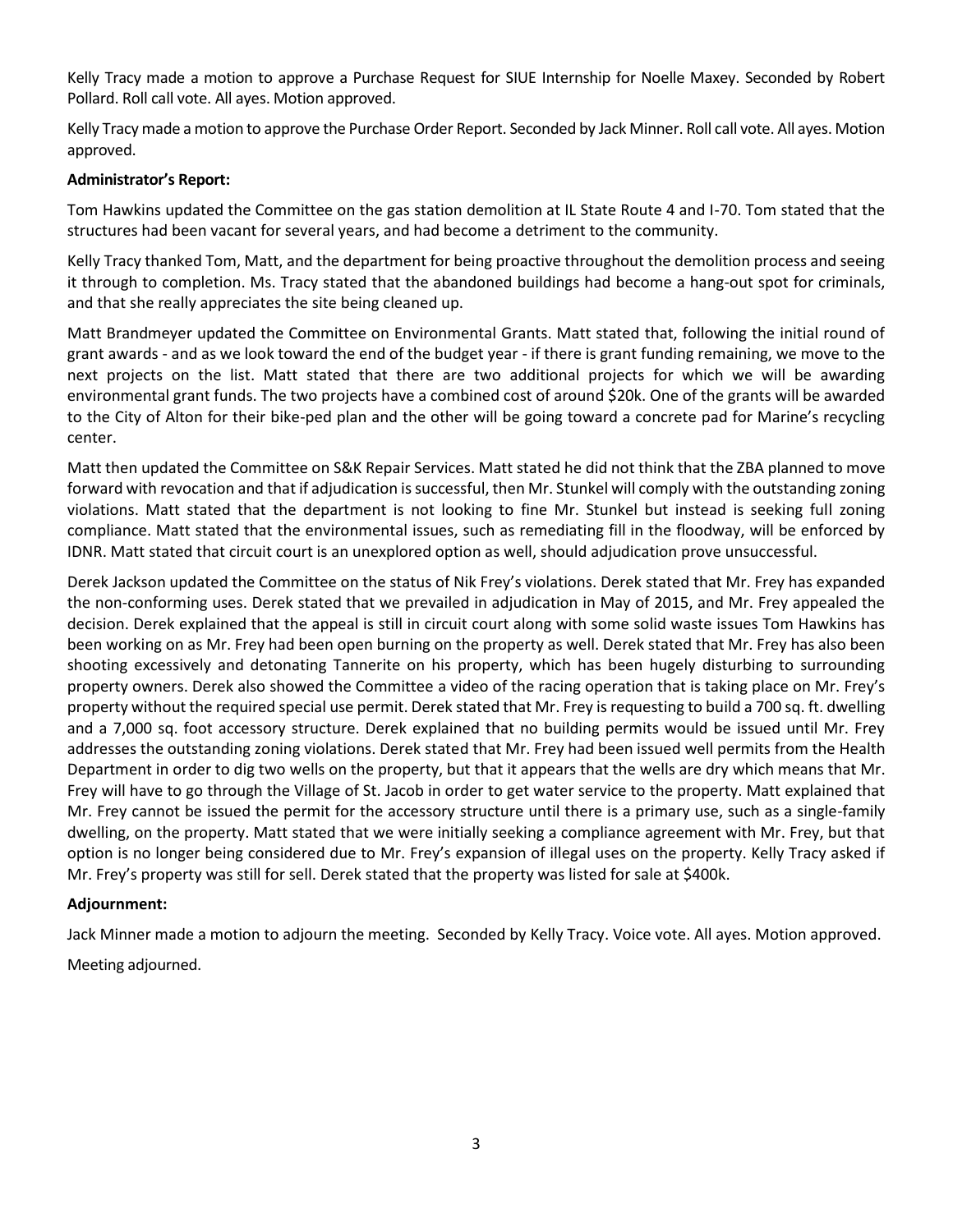Kelly Tracy made a motion to approve a Purchase Request for SIUE Internship for Noelle Maxey. Seconded by Robert Pollard. Roll call vote. All ayes. Motion approved.

Kelly Tracy made a motion to approve the Purchase Order Report. Seconded by Jack Minner. Roll call vote. All ayes. Motion approved.

**Administrator's Report:**

Tom Hawkins updated the Committee on the gas station demolition at IL State Route 4 and I-70. Tom stated that the structures had been vacant for several years, and had become a detriment to the community.

Kelly Tracy thanked Tom, Matt, and the department for being proactive throughout the demolition process and seeing it through to completion. Ms. Tracy stated that the abandoned buildings had become a hang-out spot for criminals, and that she really appreciates the site being cleaned up.

Matt Brandmeyer updated the Committee on Environmental Grants. Matt stated that, following the initial round of grant awards - and as we look toward the end of the budget year - if there is grant funding remaining, we move to the next projects on the list. Matt stated that there are two additional projects for which we will be awarding environmental grant funds. The two projects have a combined cost of around $20k. One of the grants will be awarded to the City of Alton for their bike-ped plan and the other will be going toward a concrete pad for Marine's recycling center.

Matt then updated the Committee on S&K Repair Services. Matt stated he did not think that the ZBA planned to move forward with revocation and that if adjudication is successful, then Mr. Stunkel will comply with the outstanding zoning violations. Matt stated that the department is not looking to fine Mr. Stunkel but instead is seeking full zoning compliance. Matt stated that the environmental issues, such as remediating fill in the floodway, will be enforced by IDNR. Matt stated that circuit court is an unexplored option as well, should adjudication prove unsuccessful.

Derek Jackson updated the Committee on the status of Nik Frey's violations. Derek stated that Mr. Frey has expanded the non-conforming uses. Derek stated that we prevailed in adjudication in May of 2015, and Mr. Frey appealed the decision. Derek explained that the appeal is still in circuit court along with some solid waste issues Tom Hawkins has been working on as Mr. Frey had been open burning on the property as well. Derek stated that Mr. Frey has also been shooting excessively and detonating Tannerite on his property, which has been hugely disturbing to surrounding property owners. Derek also showed the Committee a video of the racing operation that is taking place on Mr. Frey's property without the required special use permit. Derek stated that Mr. Frey is requesting to build a 700 sq. ft. dwelling and a 7,000 sq. foot accessory structure. Derek explained that no building permits would be issued until Mr. Frey addresses the outstanding zoning violations. Derek stated that Mr. Frey had been issued well permits from the Health Department in order to dig two wells on the property, but that it appears that the wells are dry which means that Mr. Frey will have to go through the Village of St. Jacob in order to get water service to the property. Matt explained that Mr. Frey cannot be issued the permit for the accessory structure until there is a primary use, such as a single-family dwelling, on the property. Matt stated that we were initially seeking a compliance agreement with Mr. Frey, but that option is no longer being considered due to Mr. Frey's expansion of illegal uses on the property. Kelly Tracy asked if Mr. Frey's property was still for sell. Derek stated that the property was listed for sale at $400k.

**Adjournment:**

Jack Minner made a motion to adjourn the meeting. Seconded by Kelly Tracy. Voice vote. All ayes. Motion approved.

Meeting adjourned.